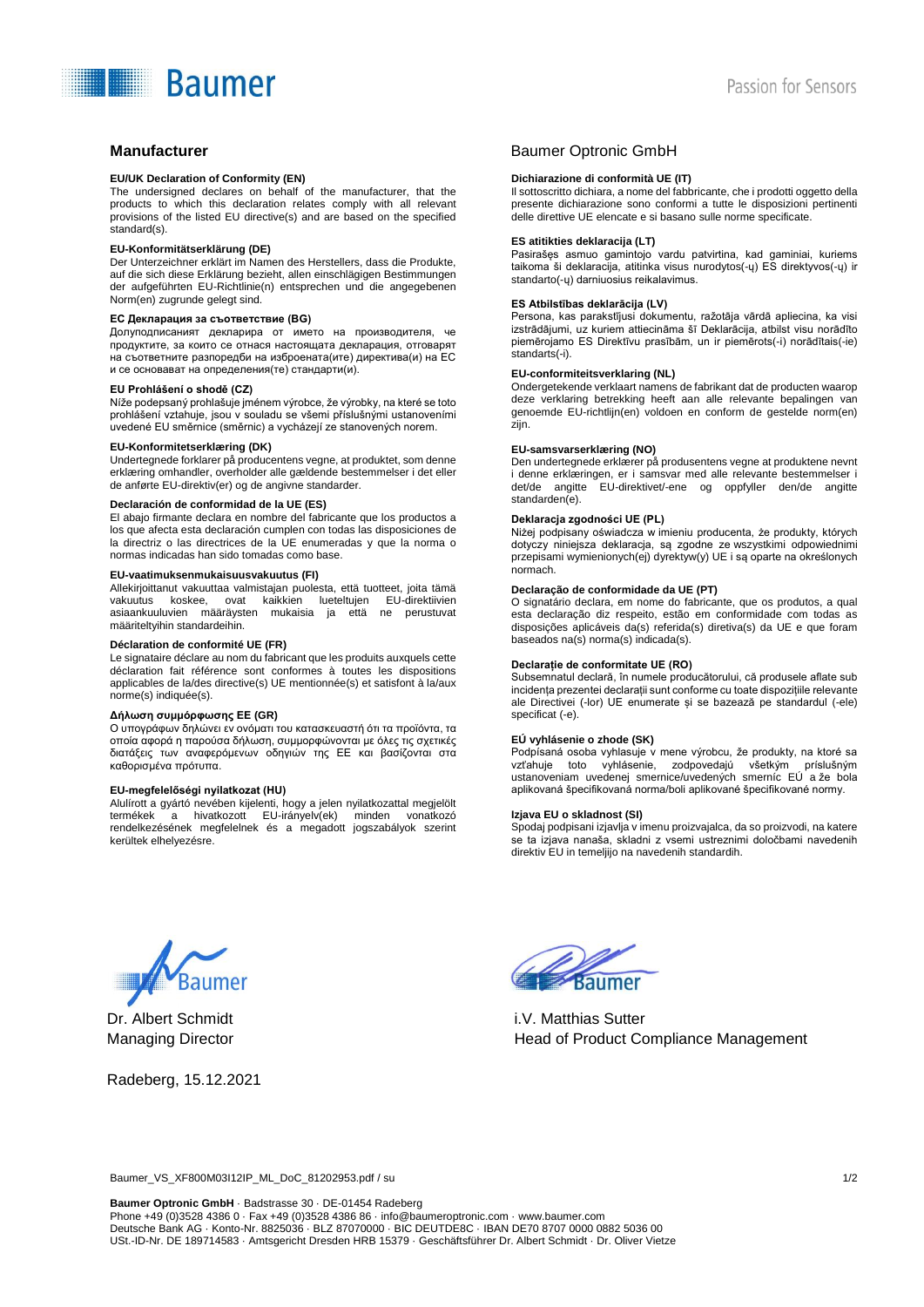## Manufacturer

Baumer Optronic GmbH

**EU/UK Declaration of Conformity (EN)**
The undersigned declares on behalf of the manufacturer, that the products to which this declaration relates comply with all relevant provisions of the listed EU directive(s) and are based on the specified standard(s).

**EU-Konformitätserklärung (DE)**
Der Unterzeichner erklärt im Namen des Herstellers, dass die Produkte, auf die sich diese Erklärung bezieht, allen einschlägigen Bestimmungen der aufgeführten EU-Richtlinie(n) entsprechen und die angegebenen Norm(en) zugrunde gelegt sind.

**ЕС Декларация за съответствие (BG)**
Долуподписаният декларира от името на производителя, че продуктите, за които се отнася настоящата декларация, отговарят на съответните разпоредби на избраната(ите) директива(и) на ЕС и се основават на определения(те) стандарти(и).

**EU Prohlášení o shodě (CZ)**
Níže podepsaný prohlašuje jménem výrobce, že výrobky, na které se toto prohlášení vztahuje, jsou v souladu se všemi příslušnými ustanoveními uvedené EU směrnice (směrnic) a vycházejí ze stanovených norem.

**EU-Konformitetserklæring (DK)**
Undertegnede forklarer på producentens vegne, at produktet, som denne erklæring omhandler, overholder alle gældende bestemmelser i det eller de anførte EU-direktiv(er) og de angivne standarder.

**Declaración de conformidad de la UE (ES)**
El abajo firmante declara en nombre del fabricante que los productos a los que afecta esta declaración cumplen con todas las disposiciones de la directriz o las directrices de la UE enumeradas y que la norma o normas indicadas han sido tomadas como base.

**EU-vaatimuksenmukaisuusvakuutus (FI)**
Allekirjoittanut vakuuttaa valmistajan puolesta, että tuotteet, joita tämä vakuutus koskee, ovat kaikkien lueteltujen EU-direktiivien asiaankuuluvien määräysten mukaisia ja että ne perustuvat määriteltyihin standardeihin.

**Déclaration de conformité UE (FR)**
Le signataire déclare au nom du fabricant que les produits auxquels cette déclaration fait référence sont conformes à toutes les dispositions applicables de la/des directive(s) UE mentionnée(s) et satisfont à la/aux norme(s) indiquée(s).

**Δήλωση συμμόρφωσης ΕΕ (GR)**
Ο υπογράφων δηλώνει εν ονόματι του κατασκευαστή ότι τα προϊόντα, τα οποία αφορά η παρούσα δήλωση, συμμορφώνονται με όλες τις σχετικές διατάξεις των αναφερόμενων οδηγιών της ΕΕ και βασίζονται στα καθορισμένα πρότυπα.

**EU-megfelelőségi nyilatkozat (HU)**
Alulírott a gyártó nevében kijelenti, hogy a jelen nyilatkozattal megjelölt termékek a hivatkozott EU-irányelv(ek) minden vonatkozó rendelkezésének megfelelnek és a megadott jogszabályok szerint kerültek elhelyezésre.

**Dichiarazione di conformità UE (IT)**
Il sottoscritto dichiara, a nome del fabbricante, che i prodotti oggetto della presente dichiarazione sono conformi a tutte le disposizioni pertinenti delle direttive UE elencate e si basano sulle norme specificate.

**ES atitikties deklaracija (LT)**
Pasirašęs asmuo gamintojo vardu patvirtina, kad gaminiai, kuriems taikoma ši deklaracija, atitinka visus nurodytos(-ų) ES direktyvos(-ų) ir standarto(-ų) darniuosius reikalavimus.

**ES Atbilstības deklarācija (LV)**
Persona, kas parakstījusi dokumentu, ražotāja vārdā apliecina, ka visi izstrādājumi, uz kuriem attiecināma šī Deklarācija, atbilst visu norādīto piemērojamo ES Direktīvu prasībām, un ir piemērots(-i) norādītais(-ie) standarts(-i).

**EU-conformiteitsverklaring (NL)**
Ondergetekende verklaart namens de fabrikant dat de producten waarop deze verklaring betrekking heeft aan alle relevante bepalingen van genoemde EU-richtlijn(en) voldoen en conform de gestelde norm(en) zijn.

**EU-samsvarserklæring (NO)**
Den undertegnede erklærer på produsentens vegne at produktene nevnt i denne erklæringen, er i samsvar med alle relevante bestemmelser i det/de angitte EU-direktivet/-ene og oppfyller den/de angitte standarden(e).

**Deklaracja zgodności UE (PL)**
Niżej podpisany oświadcza w imieniu producenta, że produkty, których dotyczy niniejsza deklaracja, są zgodne ze wszystkimi odpowiednimi przepisami wymienionych(ej) dyrektyw(y) UE i są oparte na określonych normach.

**Declaração de conformidade da UE (PT)**
O signatário declara, em nome do fabricante, que os produtos, a qual esta declaração diz respeito, estão em conformidade com todas as disposições aplicáveis da(s) referida(s) diretiva(s) da UE e que foram baseados na(s) norma(s) indicada(s).

**Declarație de conformitate UE (RO)**
Subsemnatul declară, în numele producătorului, că produsele aflate sub incidența prezentei declarații sunt conforme cu toate dispozițiile relevante ale Directivei (-lor) UE enumerate și se bazează pe standardul (-ele) specificat (-e).

**EÚ vyhlásenie o zhode (SK)**
Podpísaná osoba vyhlasuje v mene výrobcu, že produkty, na ktoré sa vzťahuje toto vyhlásenie, zodpovedajú všetkým príslušným ustanoveniam uvedenej smernice/uvedených smerníc EÚ a že bola aplikovaná špecifikovaná norma/boli aplikované špecifikované normy.

**Izjava EU o skladnost (SI)**
Spodaj podpisani izjavlja v imenu proizvajalca, da so proizvodi, na katere se ta izjava nanaša, skladni z vsemi ustreznimi določbami navedenih direktiv EU in temeljijo na navedenih standardih.

Dr. Albert Schmidt
Managing Director

i.V. Matthias Sutter
Head of Product Compliance Management

Radeberg, 15.12.2021

Baumer_VS_XF800M03I12IP_ML_DoC_81202953.pdf / su

**Baumer Optronic GmbH** · Badstrasse 30 · DE-01454 Radeberg
Phone +49 (0)3528 4386 0 · Fax +49 (0)3528 4386 86 · info@baumeroptronic.com · www.baumer.com
Deutsche Bank AG · Konto-Nr. 8825036 · BLZ 87070000 · BIC DEUTDE8C · IBAN DE70 8707 0000 0882 5036 00
USt.-ID-Nr. DE 189714583 · Amtsgericht Dresden HRB 15379 · Geschäftsführer Dr. Albert Schmidt · Dr. Oliver Vietze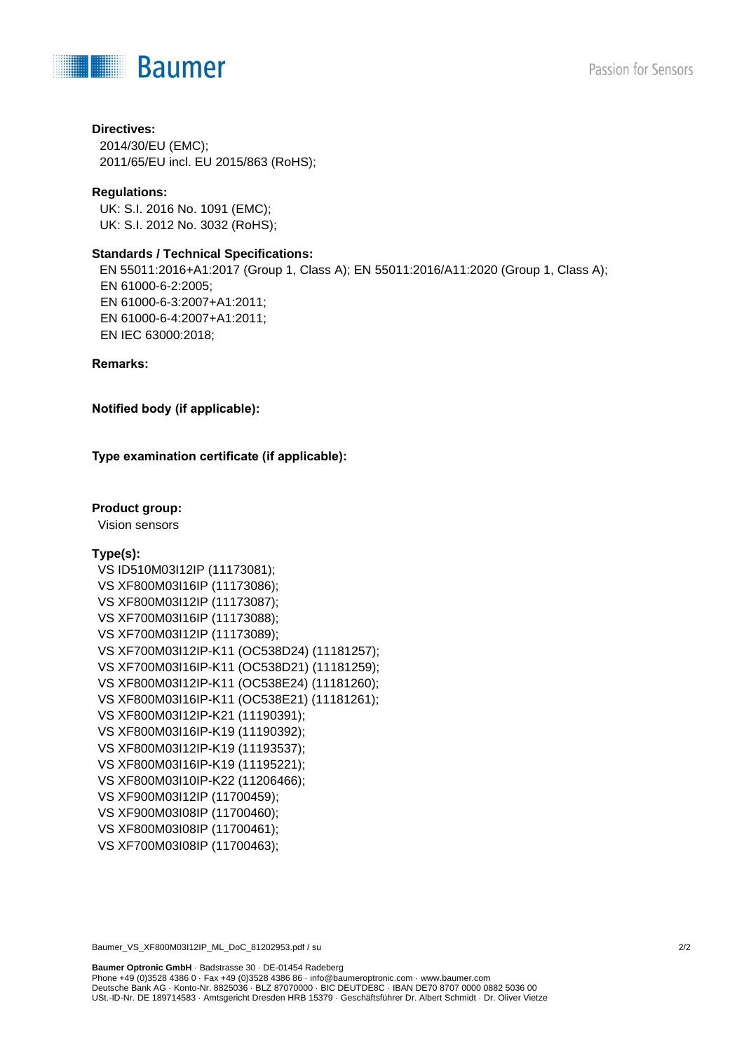**Directives:**
2014/30/EU (EMC);
2011/65/EU incl. EU 2015/863 (RoHS);

**Regulations:**
UK: S.I. 2016 No. 1091 (EMC);
UK: S.I. 2012 No. 3032 (RoHS);

**Standards / Technical Specifications:**
EN 55011:2016+A1:2017 (Group 1, Class A); EN 55011:2016/A11:2020 (Group 1, Class A);
EN 61000-6-2:2005;
EN 61000-6-3:2007+A1:2011;
EN 61000-6-4:2007+A1:2011;
EN IEC 63000:2018;

**Remarks:**

**Notified body (if applicable):**

**Type examination certificate (if applicable):**

**Product group:**
Vision sensors

**Type(s):**
VS ID510M03I12IP (11173081);
VS XF800M03I16IP (11173086);
VS XF800M03I12IP (11173087);
VS XF700M03I16IP (11173088);
VS XF700M03I12IP (11173089);
VS XF700M03I12IP-K11 (OC538D24) (11181257);
VS XF700M03I16IP-K11 (OC538D21) (11181259);
VS XF800M03I12IP-K11 (OC538E24) (11181260);
VS XF800M03I16IP-K11 (OC538E21) (11181261);
VS XF800M03I12IP-K21 (11190391);
VS XF800M03I16IP-K19 (11190392);
VS XF800M03I12IP-K19 (11193537);
VS XF800M03I16IP-K19 (11195221);
VS XF800M03I10IP-K22 (11206466);
VS XF900M03I12IP (11700459);
VS XF900M03I08IP (11700460);
VS XF800M03I08IP (11700461);
VS XF700M03I08IP (11700463);

Baumer_VS_XF800M03I12IP_ML_DoC_81202953.pdf / su

**Baumer Optronic GmbH** · Badstrasse 30 · DE-01454 Radeberg
Phone +49 (0)3528 4386 0 · Fax +49 (0)3528 4386 86 · info@baumeroptronic.com · www.baumer.com
Deutsche Bank AG · Konto-Nr. 8825036 · BLZ 87070000 · BIC DEUTDE8C · IBAN DE70 8707 0000 0882 5036 00
USt.-ID-Nr. DE 189714583 · Amtsgericht Dresden HRB 15379 · Geschäftsführer Dr. Albert Schmidt · Dr. Oliver Vietze